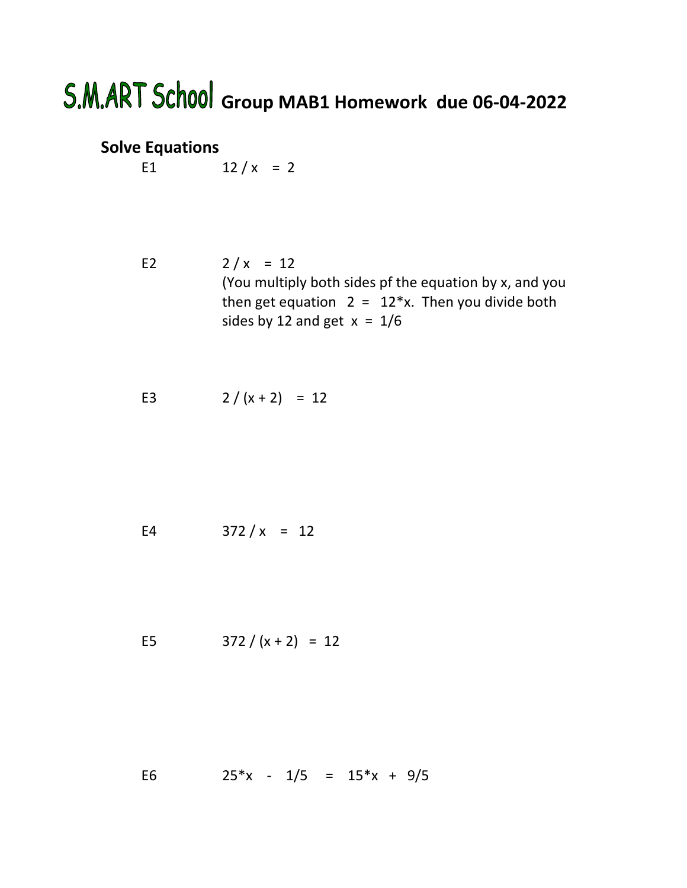# S.M.ART School Group MAB1 Homework due 06-04-2022

## Solve Equations

E1 $12 / x = 2$

E2 $2 / x = 12$

(You multiply both sides pf the equation by x, and you then get equation $2 = 12*x$. Then you divide both sides by 12 and get $x = 1/6$

E3 $2 / (x + 2) = 12$

E4 $372 / x = 12$

E5 $372 / (x + 2) = 12$

E6 $25*x - 1/5 = 15*x + 9/5$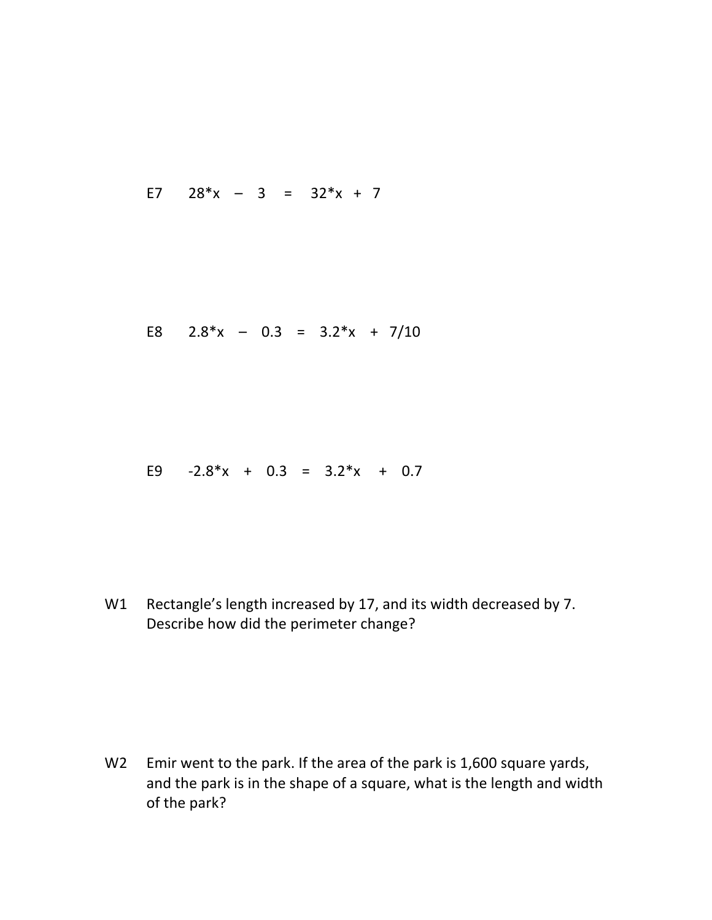E7 $28*x - 3 = 32*x + 7$

E8 $2.8*x - 0.3 = 3.2*x + 7/10$

E9 $-2.8*x + 0.3 = 3.2*x + 0.7$

W1 Rectangle's length increased by 17, and its width decreased by 7. Describe how did the perimeter change?

W2 Emir went to the park. If the area of the park is 1,600 square yards, and the park is in the shape of a square, what is the length and width of the park?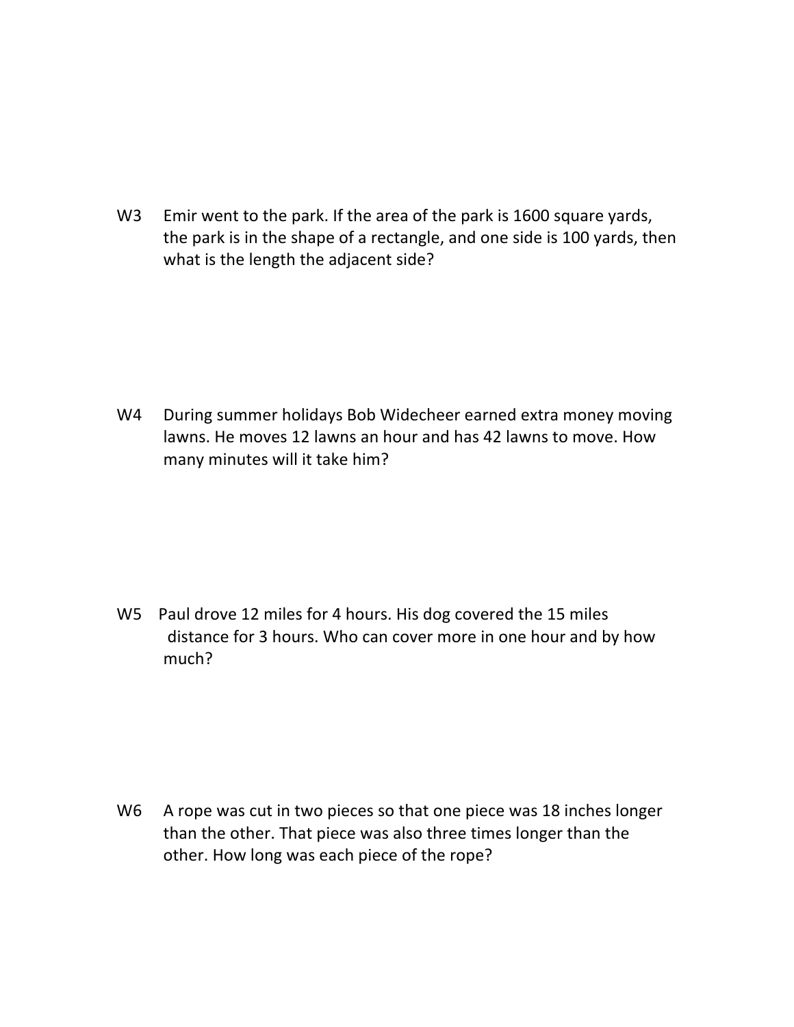W3 Emir went to the park. If the area of the park is 1600 square yards, the park is in the shape of a rectangle, and one side is 100 yards, then what is the length the adjacent side?

W4 During summer holidays Bob Widecheer earned extra money moving lawns. He moves 12 lawns an hour and has 42 lawns to move. How many minutes will it take him?

W5 Paul drove 12 miles for 4 hours. His dog covered the 15 miles distance for 3 hours. Who can cover more in one hour and by how much?

W6 A rope was cut in two pieces so that one piece was 18 inches longer than the other. That piece was also three times longer than the other. How long was each piece of the rope?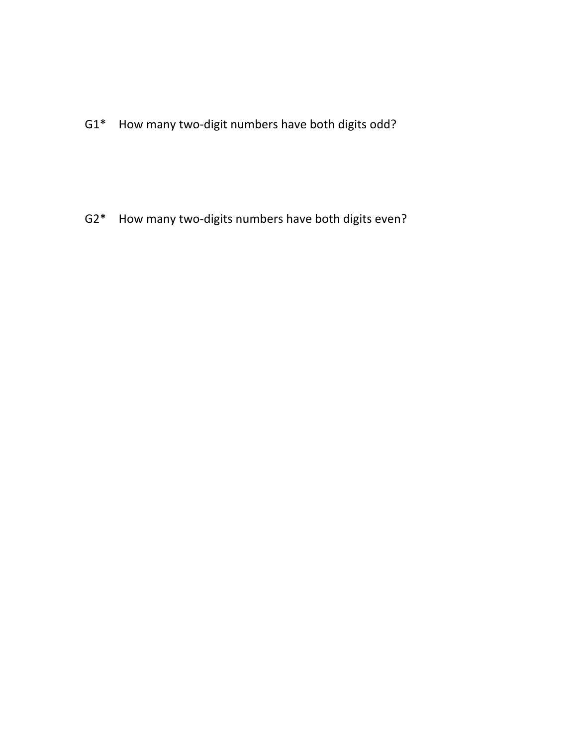G1* How many two-digit numbers have both digits odd?

G2* How many two-digits numbers have both digits even?